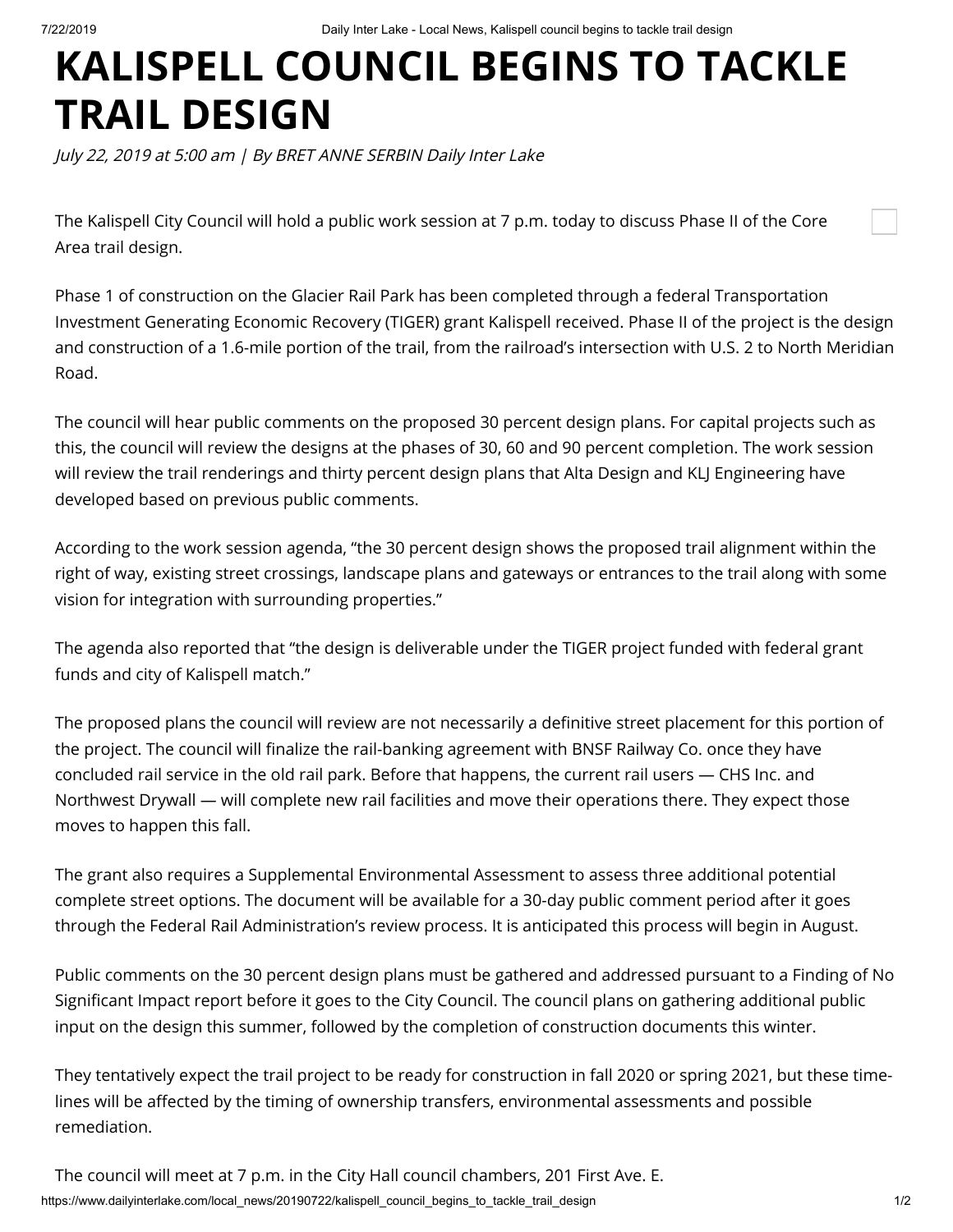# KALISPELL COUNCIL BEGINS TO TACKLE TRAIL DESIGN

*July 22, 2019 at 5:00 am | By BRET ANNE SERBIN Daily Inter Lake*

The Kalispell City Council will hold a public work session at 7 p.m. today to discuss Phase II of the Core Area trail design.

Phase 1 of construction on the Glacier Rail Park has been completed through a federal Transportation Investment Generating Economic Recovery (TIGER) grant Kalispell received. Phase II of the project is the design and construction of a 1.6-mile portion of the trail, from the railroad's intersection with U.S. 2 to North Meridian Road.

The council will hear public comments on the proposed 30 percent design plans. For capital projects such as this, the council will review the designs at the phases of 30, 60 and 90 percent completion. The work session will review the trail renderings and thirty percent design plans that Alta Design and KLJ Engineering have developed based on previous public comments.

According to the work session agenda, "the 30 percent design shows the proposed trail alignment within the right of way, existing street crossings, landscape plans and gateways or entrances to the trail along with some vision for integration with surrounding properties."

The agenda also reported that "the design is deliverable under the TIGER project funded with federal grant funds and city of Kalispell match."

The proposed plans the council will review are not necessarily a definitive street placement for this portion of the project. The council will finalize the rail-banking agreement with BNSF Railway Co. once they have concluded rail service in the old rail park. Before that happens, the current rail users — CHS Inc. and Northwest Drywall — will complete new rail facilities and move their operations there. They expect those moves to happen this fall.

The grant also requires a Supplemental Environmental Assessment to assess three additional potential complete street options. The document will be available for a 30-day public comment period after it goes through the Federal Rail Administration's review process. It is anticipated this process will begin in August.

Public comments on the 30 percent design plans must be gathered and addressed pursuant to a Finding of No Significant Impact report before it goes to the City Council. The council plans on gathering additional public input on the design this summer, followed by the completion of construction documents this winter.

They tentatively expect the trail project to be ready for construction in fall 2020 or spring 2021, but these time-lines will be affected by the timing of ownership transfers, environmental assessments and possible remediation.

The council will meet at 7 p.m. in the City Hall council chambers, 201 First Ave. E.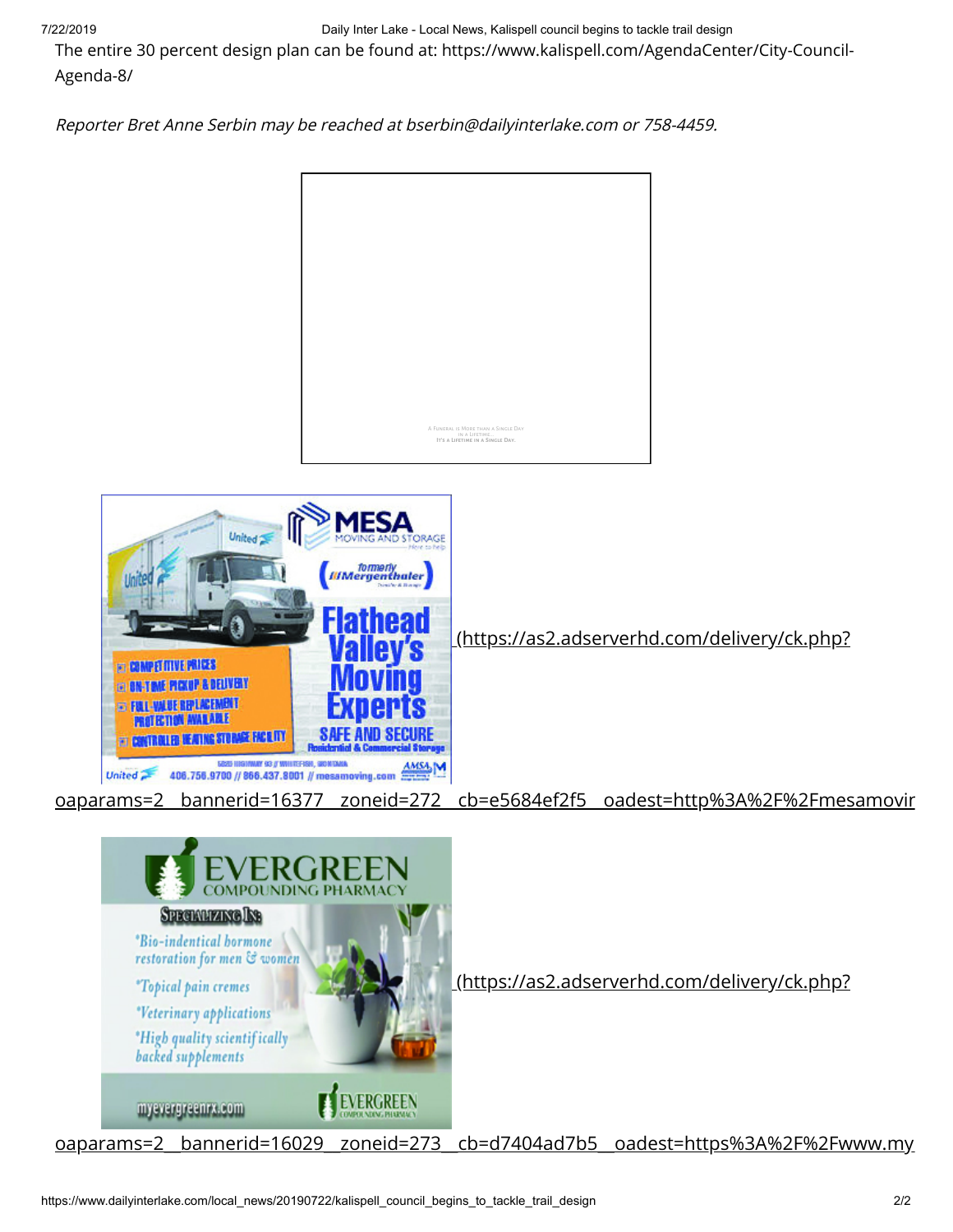The entire 30 percent design plan can be found at: https://www.kalispell.com/AgendaCenter/City-Council-Agenda-8/

*Reporter Bret Anne Serbin may be reached at bserbin@dailyinterlake.com or 758-4459.*

(https://as2.adserverhd.com/delivery/ck.php?oaparams=2__bannerid=16377__zoneid=272__cb=e5684ef2f5__oadest=http%3A%2F%2Fmesamovir

(https://as2.adserverhd.com/delivery/ck.php?oaparams=2__bannerid=16029__zoneid=273__cb=d7404ad7b5__oadest=https%3A%2F%2Fwww.my